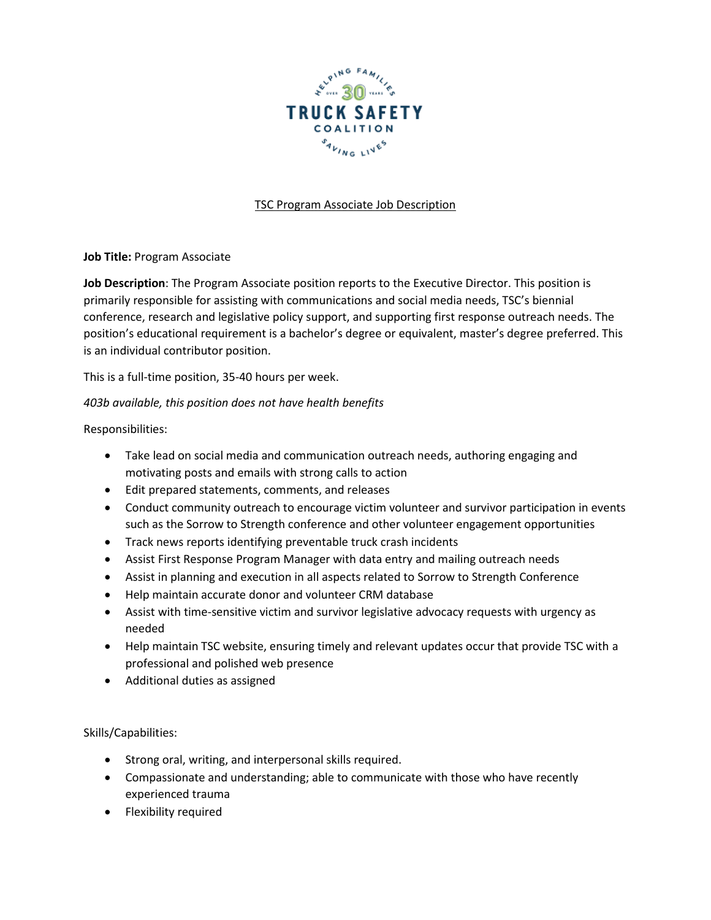TSC Program Associate Job Description

**Job Title:** Program Associate

**Job Description**: The Program Associate position reports to the Executive Director. This position is primarily responsible for assisting with communications and social media needs, TSC's biennial conference, research and legislative policy support, and supporting first response outreach needs. The position's educational requirement is a bachelor's degree or equivalent, master's degree preferred. This is an individual contributor position.

This is a full-time position, 35-40 hours per week.

*403b available, this position does not have health benefits*

Responsibilities:

- Take lead on social media and communication outreach needs, authoring engaging and motivating posts and emails with strong calls to action
- Edit prepared statements, comments, and releases
- Conduct community outreach to encourage victim volunteer and survivor participation in events such as the Sorrow to Strength conference and other volunteer engagement opportunities
- Track news reports identifying preventable truck crash incidents
- Assist First Response Program Manager with data entry and mailing outreach needs
- Assist in planning and execution in all aspects related to Sorrow to Strength Conference
- Help maintain accurate donor and volunteer CRM database
- Assist with time-sensitive victim and survivor legislative advocacy requests with urgency as needed
- Help maintain TSC website, ensuring timely and relevant updates occur that provide TSC with a professional and polished web presence
- Additional duties as assigned

Skills/Capabilities:

- Strong oral, writing, and interpersonal skills required.
- Compassionate and understanding; able to communicate with those who have recently experienced trauma
- Flexibility required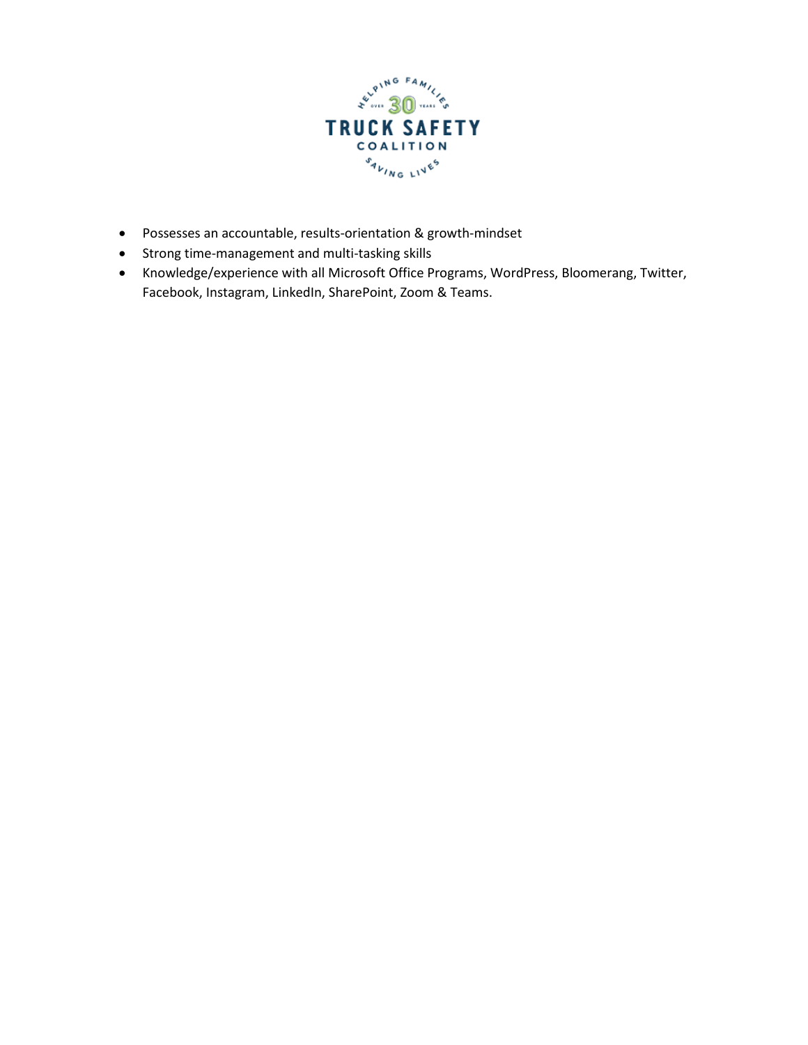- Possesses an accountable, results-orientation & growth-mindset
- Strong time-management and multi-tasking skills
- Knowledge/experience with all Microsoft Office Programs, WordPress, Bloomerang, Twitter, Facebook, Instagram, LinkedIn, SharePoint, Zoom & Teams.